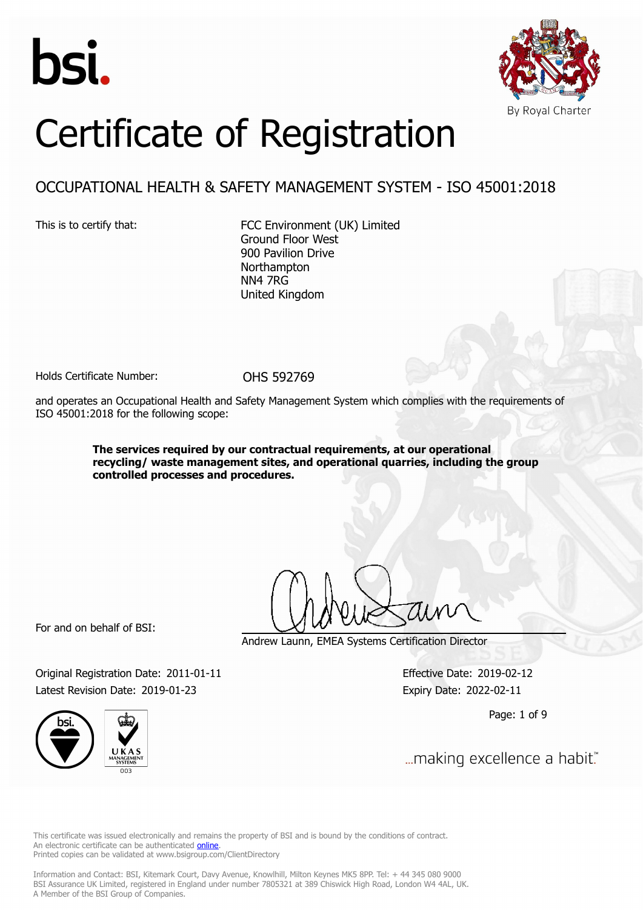bsi.

By Royal Charter

# Certificate of Registration

## OCCUPATIONAL HEALTH & SAFETY MANAGEMENT SYSTEM - ISO 45001:2018

This is to certify that:

FCC Environment (UK) Limited
Ground Floor West
900 Pavilion Drive
Northampton
NN4 7RG
United Kingdom

Holds Certificate Number: OHS 592769

and operates an Occupational Health and Safety Management System which complies with the requirements of ISO 45001:2018 for the following scope:

**The services required by our contractual requirements, at our operational recycling/ waste management sites, and operational quarries, including the group controlled processes and procedures.**

For and on behalf of BSI:

Andrew Launn, EMEA Systems Certification Director

Original Registration Date: 2011-01-11

Latest Revision Date: 2019-01-23

Effective Date: 2019-02-12

Expiry Date: 2022-02-11

UKAS MANAGEMENT SYSTEMS 003

...making excellence a habit.™

This certificate was issued electronically and remains the property of BSI and is bound by the conditions of contract.
An electronic certificate can be authenticated online.
Printed copies can be validated at www.bsigroup.com/ClientDirectory

Information and Contact: BSI, Kitemark Court, Davy Avenue, Knowlhill, Milton Keynes MK5 8PP. Tel: + 44 345 080 9000
BSI Assurance UK Limited, registered in England under number 7805321 at 389 Chiswick High Road, London W4 4AL, UK.
A Member of the BSI Group of Companies.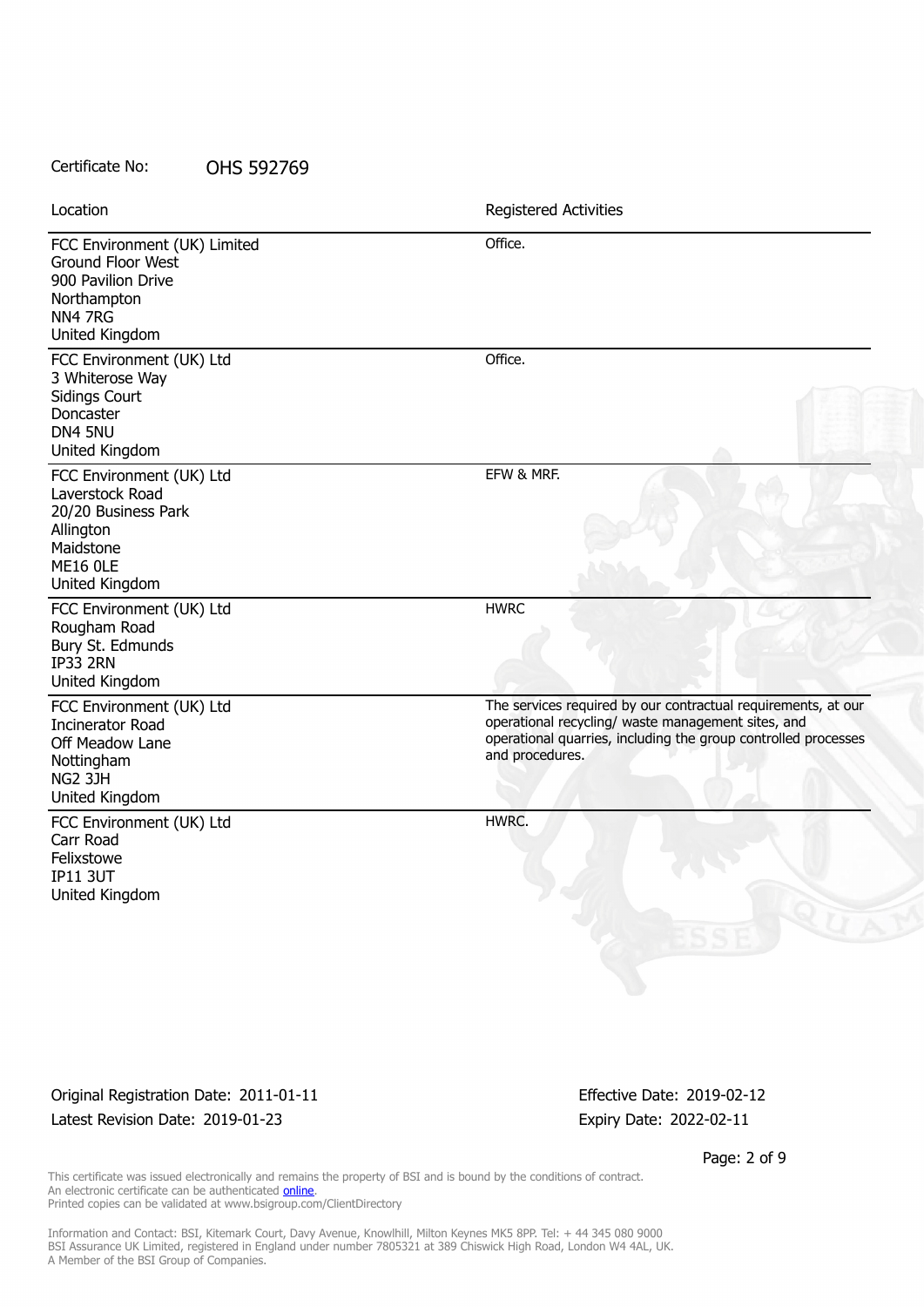Certificate No: OHS 592769

| Location | Registered Activities |
| --- | --- |
| FCC Environment (UK) Limited<br>Ground Floor West<br>900 Pavilion Drive<br>Northampton<br>NN4 7RG<br>United Kingdom | Office. |
| FCC Environment (UK) Ltd<br>3 Whiterose Way<br>Sidings Court<br>Doncaster<br>DN4 5NU<br>United Kingdom | Office. |
| FCC Environment (UK) Ltd<br>Laverstock Road<br>20/20 Business Park<br>Allington<br>Maidstone<br>ME16 0LE<br>United Kingdom | EFW & MRF. |
| FCC Environment (UK) Ltd<br>Rougham Road<br>Bury St. Edmunds<br>IP33 2RN<br>United Kingdom | HWRC |
| FCC Environment (UK) Ltd<br>Incinerator Road<br>Off Meadow Lane<br>Nottingham<br>NG2 3JH<br>United Kingdom | The services required by our contractual requirements, at our operational recycling/ waste management sites, and operational quarries, including the group controlled processes and procedures. |
| FCC Environment (UK) Ltd<br>Carr Road<br>Felixstowe<br>IP11 3UT<br>United Kingdom | HWRC. |

Original Registration Date: 2011-01-11

Latest Revision Date: 2019-01-23

Effective Date: 2019-02-12

Expiry Date: 2022-02-11

This certificate was issued electronically and remains the property of BSI and is bound by the conditions of contract.
An electronic certificate can be authenticated online.
Printed copies can be validated at www.bsigroup.com/ClientDirectory

Information and Contact: BSI, Kitemark Court, Davy Avenue, Knowlhill, Milton Keynes MK5 8PP. Tel: + 44 345 080 9000
BSI Assurance UK Limited, registered in England under number 7805321 at 389 Chiswick High Road, London W4 4AL, UK.
A Member of the BSI Group of Companies.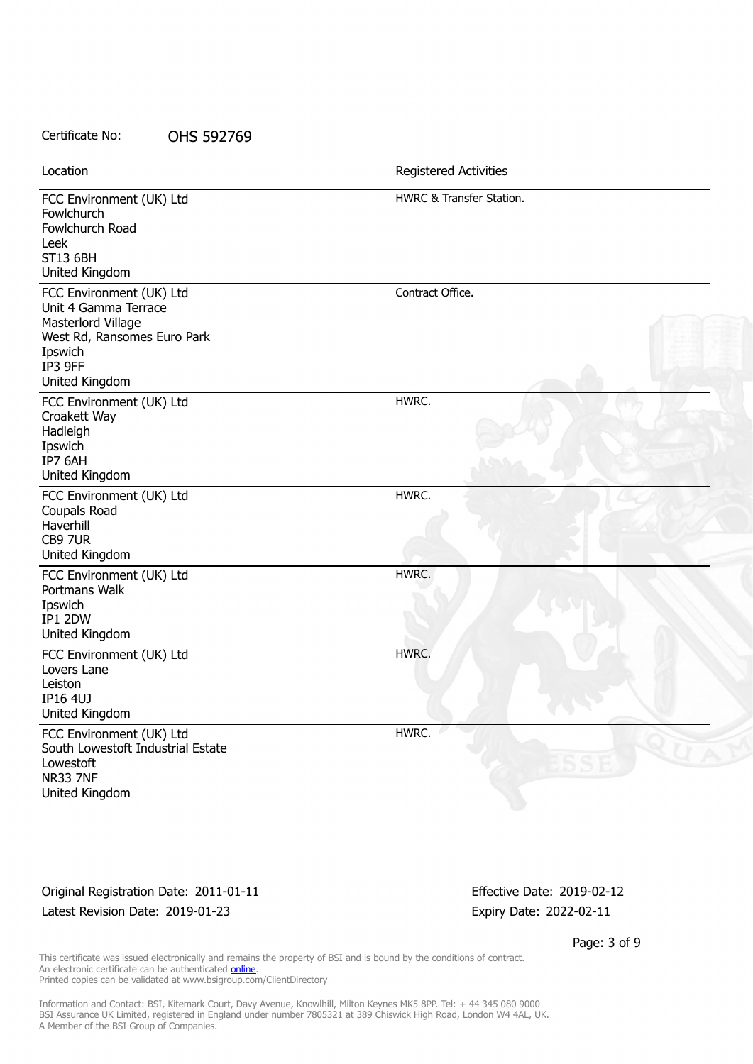Certificate No: OHS 592769

| Location | Registered Activities |
| --- | --- |
| FCC Environment (UK) Ltd<br>Fowlchurch<br>Fowlchurch Road<br>Leek<br>ST13 6BH<br>United Kingdom | HWRC & Transfer Station. |
| FCC Environment (UK) Ltd<br>Unit 4 Gamma Terrace<br>Masterlord Village<br>West Rd, Ransomes Euro Park<br>Ipswich<br>IP3 9FF<br>United Kingdom | Contract Office. |
| FCC Environment (UK) Ltd<br>Croakett Way<br>Hadleigh<br>Ipswich<br>IP7 6AH<br>United Kingdom | HWRC. |
| FCC Environment (UK) Ltd<br>Coupals Road<br>Haverhill<br>CB9 7UR<br>United Kingdom | HWRC. |
| FCC Environment (UK) Ltd<br>Portmans Walk<br>Ipswich<br>IP1 2DW<br>United Kingdom | HWRC. |
| FCC Environment (UK) Ltd<br>Lovers Lane<br>Leiston<br>IP16 4UJ<br>United Kingdom | HWRC. |
| FCC Environment (UK) Ltd<br>South Lowestoft Industrial Estate<br>Lowestoft<br>NR33 7NF<br>United Kingdom | HWRC. |

Original Registration Date: 2011-01-11

Latest Revision Date: 2019-01-23

Effective Date: 2019-02-12

Expiry Date: 2022-02-11

This certificate was issued electronically and remains the property of BSI and is bound by the conditions of contract.
An electronic certificate can be authenticated online.
Printed copies can be validated at www.bsigroup.com/ClientDirectory

Information and Contact: BSI, Kitemark Court, Davy Avenue, Knowlhill, Milton Keynes MK5 8PP. Tel: + 44 345 080 9000
BSI Assurance UK Limited, registered in England under number 7805321 at 389 Chiswick High Road, London W4 4AL, UK.
A Member of the BSI Group of Companies.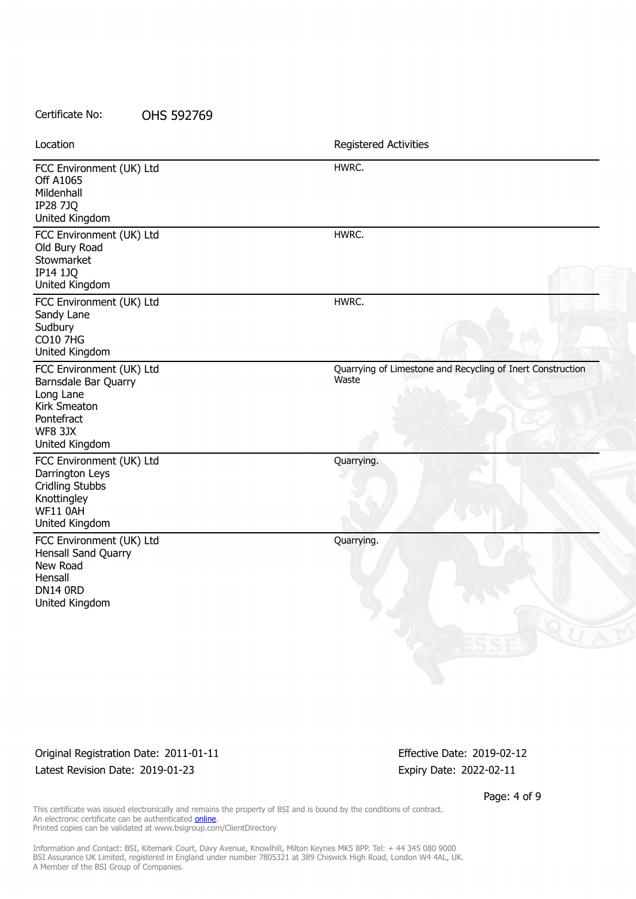Certificate No: OHS 592769

| Location | Registered Activities |
| --- | --- |
| FCC Environment (UK) Ltd<br>Off A1065<br>Mildenhall<br>IP28 7JQ<br>United Kingdom | HWRC. |
| FCC Environment (UK) Ltd<br>Old Bury Road<br>Stowmarket<br>IP14 1JQ<br>United Kingdom | HWRC. |
| FCC Environment (UK) Ltd<br>Sandy Lane<br>Sudbury<br>CO10 7HG<br>United Kingdom | HWRC. |
| FCC Environment (UK) Ltd<br>Barnsdale Bar Quarry<br>Long Lane<br>Kirk Smeaton<br>Pontefract<br>WF8 3JX<br>United Kingdom | Quarrying of Limestone and Recycling of Inert Construction Waste |
| FCC Environment (UK) Ltd<br>Darrington Leys<br>Cridling Stubbs<br>Knottingley<br>WF11 0AH<br>United Kingdom | Quarrying. |
| FCC Environment (UK) Ltd<br>Hensall Sand Quarry<br>New Road<br>Hensall<br>DN14 0RD<br>United Kingdom | Quarrying. |

Original Registration Date: 2011-01-11
Latest Revision Date: 2019-01-23

Effective Date: 2019-02-12
Expiry Date: 2022-02-11

This certificate was issued electronically and remains the property of BSI and is bound by the conditions of contract.
An electronic certificate can be authenticated online.
Printed copies can be validated at www.bsigroup.com/ClientDirectory

Information and Contact: BSI, Kitemark Court, Davy Avenue, Knowlhill, Milton Keynes MK5 8PP. Tel: + 44 345 080 9000
BSI Assurance UK Limited, registered in England under number 7805321 at 389 Chiswick High Road, London W4 4AL, UK.
A Member of the BSI Group of Companies.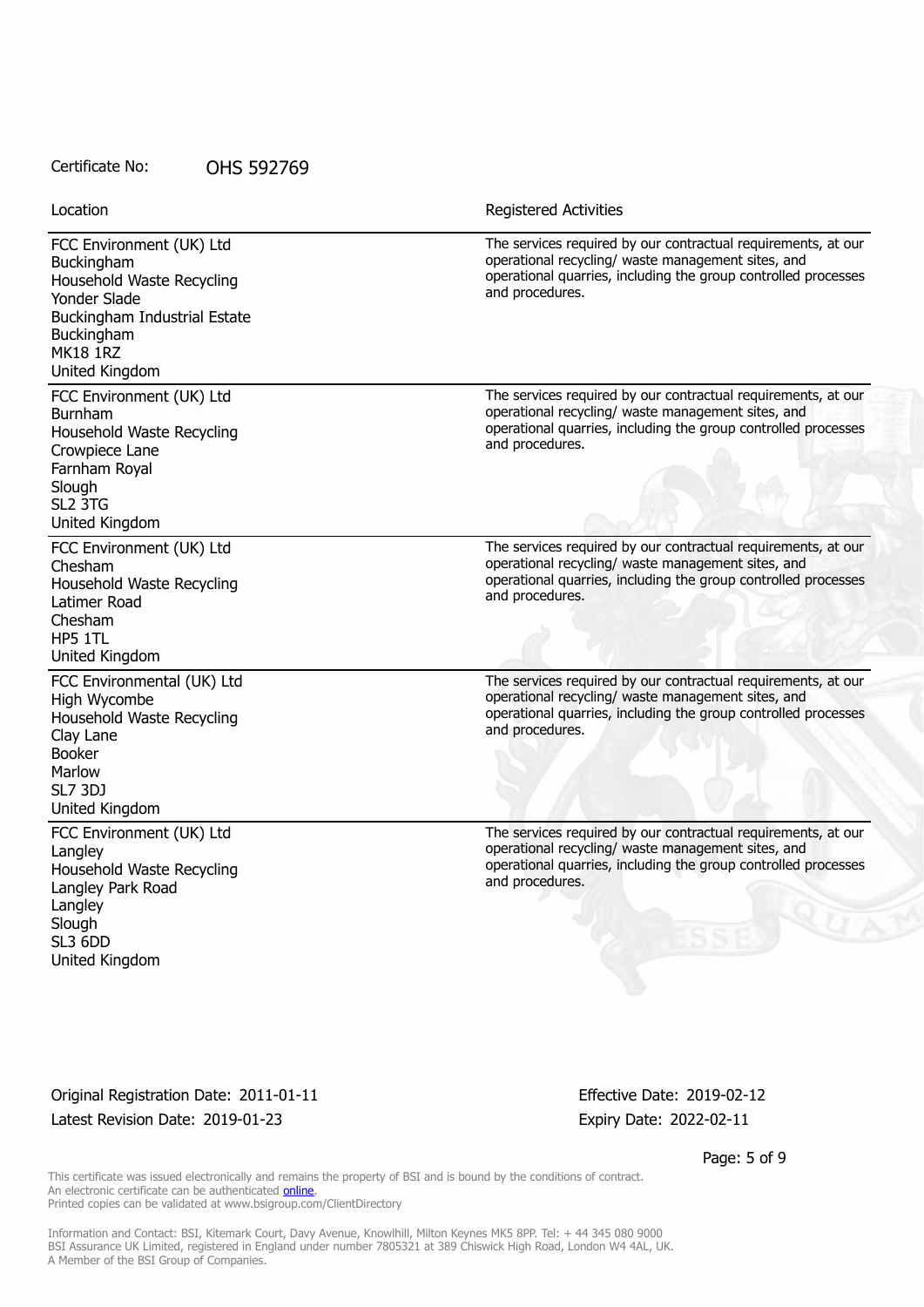Certificate No: OHS 592769

| Location | Registered Activities |
| --- | --- |
| FCC Environment (UK) Ltd<br>Buckingham<br>Household Waste Recycling<br>Yonder Slade<br>Buckingham Industrial Estate<br>Buckingham<br>MK18 1RZ<br>United Kingdom | The services required by our contractual requirements, at our operational recycling/ waste management sites, and operational quarries, including the group controlled processes and procedures. |
| FCC Environment (UK) Ltd<br>Burnham<br>Household Waste Recycling<br>Crowpiece Lane<br>Farnham Royal<br>Slough<br>SL2 3TG<br>United Kingdom | The services required by our contractual requirements, at our operational recycling/ waste management sites, and operational quarries, including the group controlled processes and procedures. |
| FCC Environment (UK) Ltd<br>Chesham<br>Household Waste Recycling<br>Latimer Road<br>Chesham<br>HP5 1TL<br>United Kingdom | The services required by our contractual requirements, at our operational recycling/ waste management sites, and operational quarries, including the group controlled processes and procedures. |
| FCC Environmental (UK) Ltd<br>High Wycombe<br>Household Waste Recycling<br>Clay Lane<br>Booker<br>Marlow<br>SL7 3DJ<br>United Kingdom | The services required by our contractual requirements, at our operational recycling/ waste management sites, and operational quarries, including the group controlled processes and procedures. |
| FCC Environment (UK) Ltd<br>Langley<br>Household Waste Recycling<br>Langley Park Road<br>Langley<br>Slough<br>SL3 6DD<br>United Kingdom | The services required by our contractual requirements, at our operational recycling/ waste management sites, and operational quarries, including the group controlled processes and procedures. |

Original Registration Date: 2011-01-11
Latest Revision Date: 2019-01-23

Effective Date: 2019-02-12
Expiry Date: 2022-02-11

This certificate was issued electronically and remains the property of BSI and is bound by the conditions of contract.
An electronic certificate can be authenticated online.
Printed copies can be validated at www.bsigroup.com/ClientDirectory

Information and Contact: BSI, Kitemark Court, Davy Avenue, Knowlhill, Milton Keynes MK5 8PP. Tel: + 44 345 080 9000
BSI Assurance UK Limited, registered in England under number 7805321 at 389 Chiswick High Road, London W4 4AL, UK.
A Member of the BSI Group of Companies.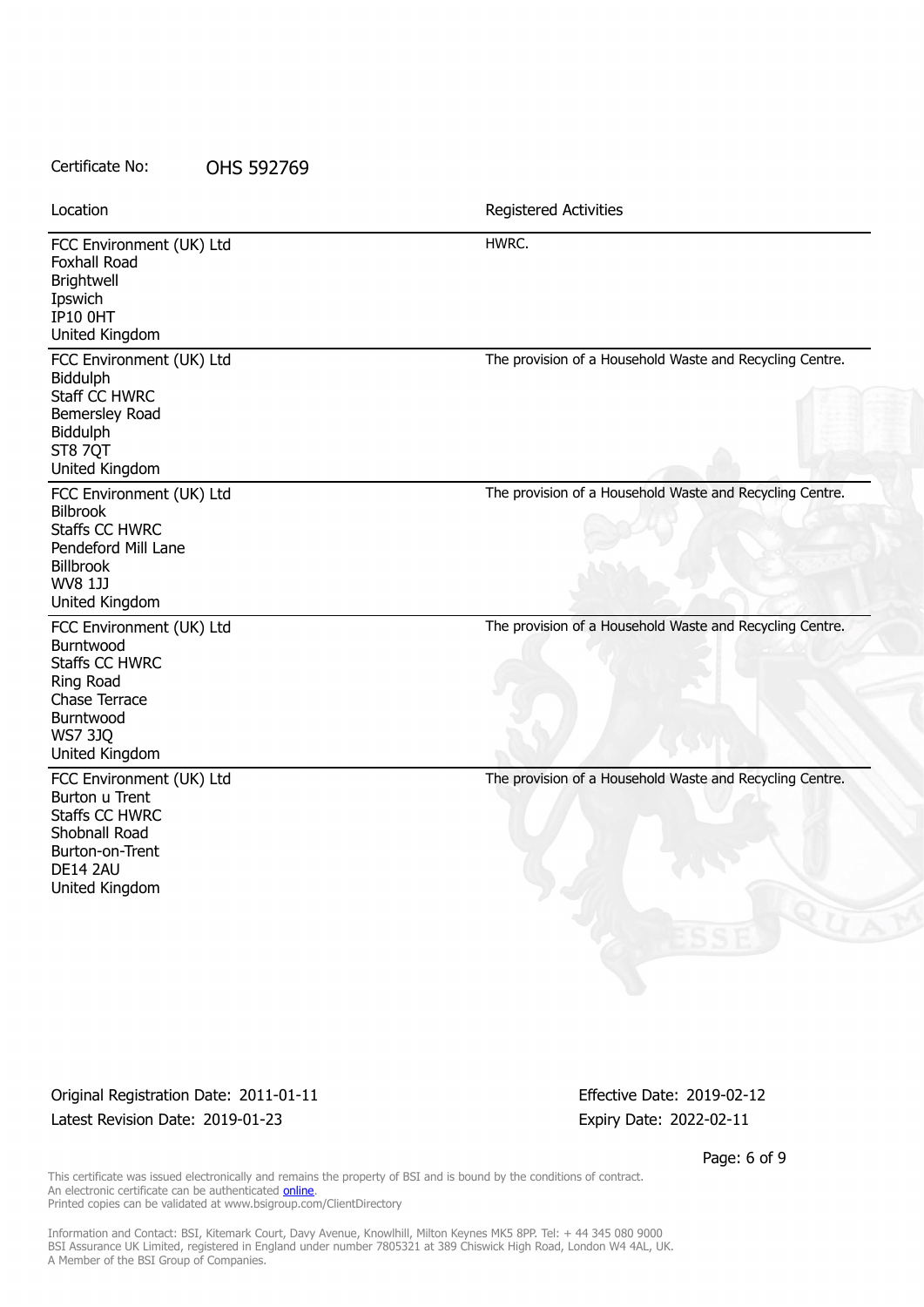Certificate No: OHS 592769

| Location | Registered Activities |
| --- | --- |
| FCC Environment (UK) Ltd<br>Foxhall Road<br>Brightwell<br>Ipswich<br>IP10 0HT<br>United Kingdom | HWRC. |
| FCC Environment (UK) Ltd<br>Biddulph<br>Staff CC HWRC<br>Bemersley Road<br>Biddulph<br>ST8 7QT<br>United Kingdom | The provision of a Household Waste and Recycling Centre. |
| FCC Environment (UK) Ltd<br>Bilbrook<br>Staffs CC HWRC<br>Pendeford Mill Lane<br>Billbrook<br>WV8 1JJ<br>United Kingdom | The provision of a Household Waste and Recycling Centre. |
| FCC Environment (UK) Ltd<br>Burntwood<br>Staffs CC HWRC<br>Ring Road<br>Chase Terrace<br>Burntwood<br>WS7 3JQ<br>United Kingdom | The provision of a Household Waste and Recycling Centre. |
| FCC Environment (UK) Ltd<br>Burton u Trent<br>Staffs CC HWRC<br>Shobnall Road<br>Burton-on-Trent<br>DE14 2AU<br>United Kingdom | The provision of a Household Waste and Recycling Centre. |

Original Registration Date: 2011-01-11
Latest Revision Date: 2019-01-23

Effective Date: 2019-02-12
Expiry Date: 2022-02-11

This certificate was issued electronically and remains the property of BSI and is bound by the conditions of contract.
An electronic certificate can be authenticated online.
Printed copies can be validated at www.bsigroup.com/ClientDirectory

Information and Contact: BSI, Kitemark Court, Davy Avenue, Knowlhill, Milton Keynes MK5 8PP. Tel: + 44 345 080 9000
BSI Assurance UK Limited, registered in England under number 7805321 at 389 Chiswick High Road, London W4 4AL, UK.
A Member of the BSI Group of Companies.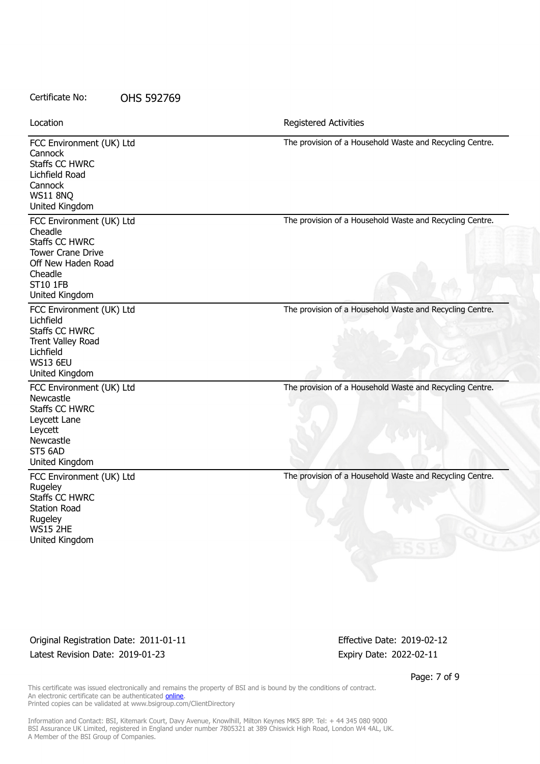Certificate No: OHS 592769

| Location | Registered Activities |
| --- | --- |
| FCC Environment (UK) Ltd<br>Cannock<br>Staffs CC HWRC<br>Lichfield Road<br>Cannock<br>WS11 8NQ<br>United Kingdom | The provision of a Household Waste and Recycling Centre. |
| FCC Environment (UK) Ltd<br>Cheadle<br>Staffs CC HWRC<br>Tower Crane Drive<br>Off New Haden Road<br>Cheadle<br>ST10 1FB<br>United Kingdom | The provision of a Household Waste and Recycling Centre. |
| FCC Environment (UK) Ltd<br>Lichfield<br>Staffs CC HWRC<br>Trent Valley Road<br>Lichfield<br>WS13 6EU<br>United Kingdom | The provision of a Household Waste and Recycling Centre. |
| FCC Environment (UK) Ltd<br>Newcastle<br>Staffs CC HWRC<br>Leycett Lane<br>Leycett<br>Newcastle<br>ST5 6AD<br>United Kingdom | The provision of a Household Waste and Recycling Centre. |
| FCC Environment (UK) Ltd<br>Rugeley<br>Staffs CC HWRC<br>Station Road<br>Rugeley<br>WS15 2HE<br>United Kingdom | The provision of a Household Waste and Recycling Centre. |

Original Registration Date: 2011-01-11
Latest Revision Date: 2019-01-23

Effective Date: 2019-02-12
Expiry Date: 2022-02-11

This certificate was issued electronically and remains the property of BSI and is bound by the conditions of contract.
An electronic certificate can be authenticated online.
Printed copies can be validated at www.bsigroup.com/ClientDirectory

Information and Contact: BSI, Kitemark Court, Davy Avenue, Knowlhill, Milton Keynes MK5 8PP. Tel: + 44 345 080 9000
BSI Assurance UK Limited, registered in England under number 7805321 at 389 Chiswick High Road, London W4 4AL, UK.
A Member of the BSI Group of Companies.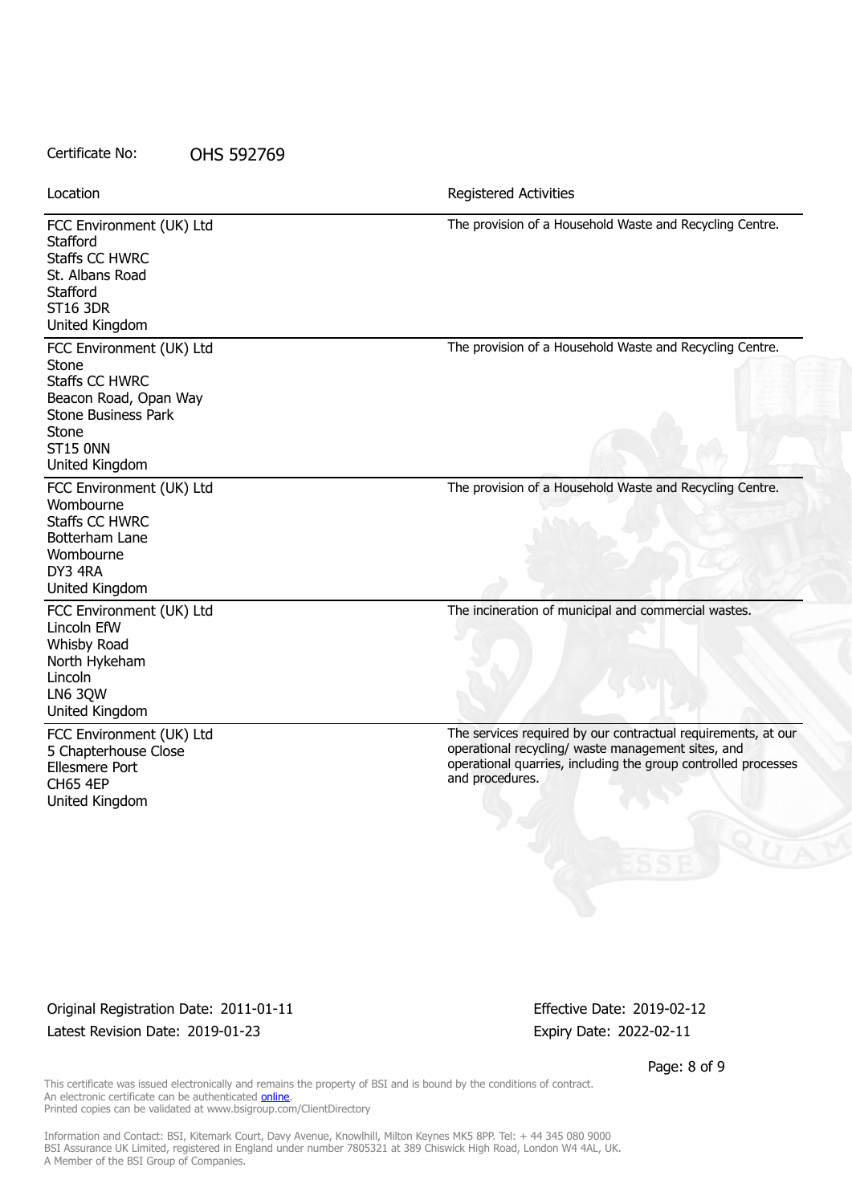Certificate No: OHS 592769

| Location | Registered Activities |
| --- | --- |
| FCC Environment (UK) Ltd<br>Stafford<br>Staffs CC HWRC<br>St. Albans Road<br>Stafford<br>ST16 3DR<br>United Kingdom | The provision of a Household Waste and Recycling Centre. |
| FCC Environment (UK) Ltd<br>Stone<br>Staffs CC HWRC<br>Beacon Road, Opan Way<br>Stone Business Park<br>Stone<br>ST15 0NN<br>United Kingdom | The provision of a Household Waste and Recycling Centre. |
| FCC Environment (UK) Ltd<br>Wombourne<br>Staffs CC HWRC<br>Botterham Lane<br>Wombourne<br>DY3 4RA<br>United Kingdom | The provision of a Household Waste and Recycling Centre. |
| FCC Environment (UK) Ltd<br>Lincoln EfW<br>Whisby Road<br>North Hykeham<br>Lincoln<br>LN6 3QW<br>United Kingdom | The incineration of municipal and commercial wastes. |
| FCC Environment (UK) Ltd<br>5 Chapterhouse Close<br>Ellesmere Port<br>CH65 4EP<br>United Kingdom | The services required by our contractual requirements, at our operational recycling/ waste management sites, and operational quarries, including the group controlled processes and procedures. |

Original Registration Date: 2011-01-11

Latest Revision Date: 2019-01-23

Effective Date: 2019-02-12

Expiry Date: 2022-02-11

This certificate was issued electronically and remains the property of BSI and is bound by the conditions of contract.
An electronic certificate can be authenticated online.
Printed copies can be validated at www.bsigroup.com/ClientDirectory

Information and Contact: BSI, Kitemark Court, Davy Avenue, Knowlhill, Milton Keynes MK5 8PP. Tel: + 44 345 080 9000
BSI Assurance UK Limited, registered in England under number 7805321 at 389 Chiswick High Road, London W4 4AL, UK.
A Member of the BSI Group of Companies.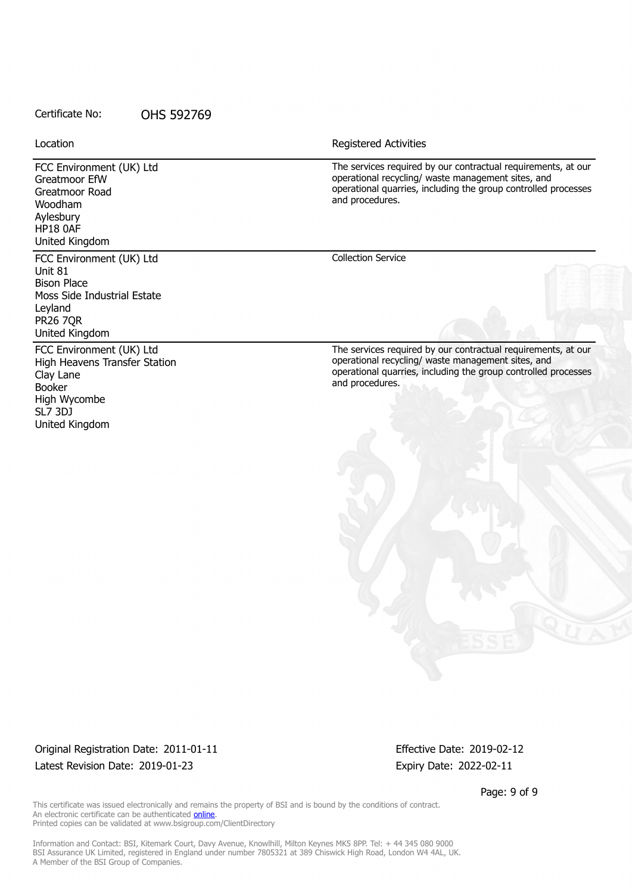Certificate No: OHS 592769

| Location | Registered Activities |
| --- | --- |
| FCC Environment (UK) Ltd<br>Greatmoor EfW<br>Greatmoor Road<br>Woodham<br>Aylesbury<br>HP18 0AF<br>United Kingdom | The services required by our contractual requirements, at our operational recycling/ waste management sites, and operational quarries, including the group controlled processes and procedures. |
| FCC Environment (UK) Ltd<br>Unit 81<br>Bison Place<br>Moss Side Industrial Estate<br>Leyland<br>PR26 7QR<br>United Kingdom | Collection Service |
| FCC Environment (UK) Ltd<br>High Heavens Transfer Station<br>Clay Lane<br>Booker<br>High Wycombe<br>SL7 3DJ<br>United Kingdom | The services required by our contractual requirements, at our operational recycling/ waste management sites, and operational quarries, including the group controlled processes and procedures. |

Original Registration Date: 2011-01-11
Latest Revision Date: 2019-01-23

Effective Date: 2019-02-12
Expiry Date: 2022-02-11

This certificate was issued electronically and remains the property of BSI and is bound by the conditions of contract.
An electronic certificate can be authenticated online.
Printed copies can be validated at www.bsigroup.com/ClientDirectory

Information and Contact: BSI, Kitemark Court, Davy Avenue, Knowlhill, Milton Keynes MK5 8PP. Tel: + 44 345 080 9000
BSI Assurance UK Limited, registered in England under number 7805321 at 389 Chiswick High Road, London W4 4AL, UK.
A Member of the BSI Group of Companies.